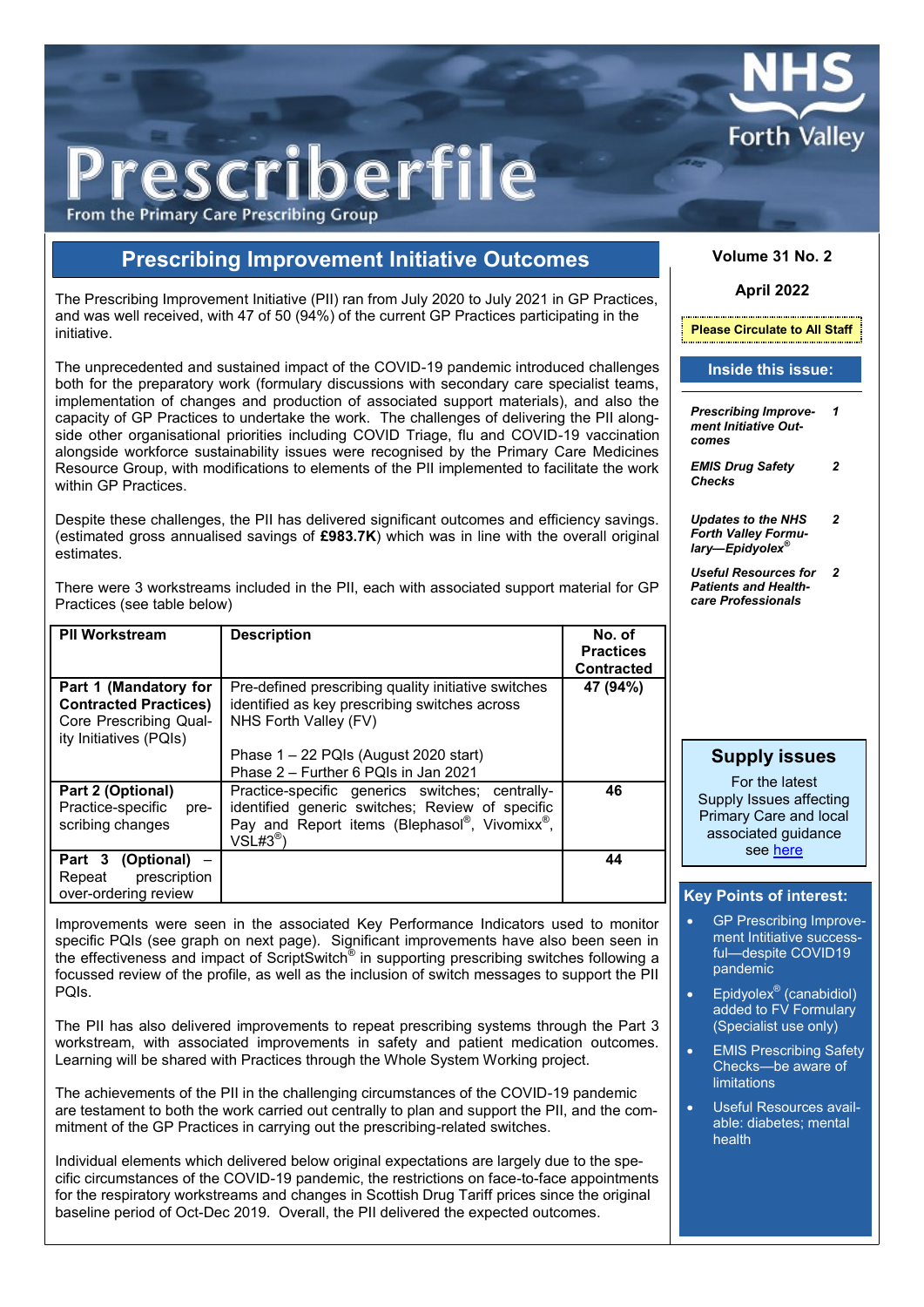# Prescriberfile

From the Primary Care Prescribing Group

NHS Forth Valley

Volume 31 No. 2

April 2022

**Please Circulate to All Staff**

## Inside this issue:

| | |
|---|---|
| ***Prescribing Improvement Initiative Outcomes*** | ***1*** |
| ***EMIS Drug Safety Checks*** | ***2*** |
| ***Updates to the NHS Forth Valley Formulary—Epidyolex®*** | ***2*** |
| ***Useful Resources for Patients and Healthcare Professionals*** | ***2*** |

## Prescribing Improvement Initiative Outcomes

The Prescribing Improvement Initiative (PII) ran from July 2020 to July 2021 in GP Practices, and was well received, with 47 of 50 (94%) of the current GP Practices participating in the initiative.

The unprecedented and sustained impact of the COVID-19 pandemic introduced challenges both for the preparatory work (formulary discussions with secondary care specialist teams, implementation of changes and production of associated support materials), and also the capacity of GP Practices to undertake the work. The challenges of delivering the PII alongside other organisational priorities including COVID Triage, flu and COVID-19 vaccination alongside workforce sustainability issues were recognised by the Primary Care Medicines Resource Group, with modifications to elements of the PII implemented to facilitate the work within GP Practices.

Despite these challenges, the PII has delivered significant outcomes and efficiency savings. (estimated gross annualised savings of **£983.7K**) which was in line with the overall original estimates.

There were 3 workstreams included in the PII, each with associated support material for GP Practices (see table below)

| PII Workstream | Description | No. of Practices Contracted |
|---|---|---|
| **Part 1 (Mandatory for Contracted Practices)** Core Prescribing Quality Initiatives (PQIs) | Pre-defined prescribing quality initiative switches identified as key prescribing switches across NHS Forth Valley (FV)<br><br>Phase 1 – 22 PQIs (August 2020 start)<br>Phase 2 – Further 6 PQIs in Jan 2021 | **47 (94%)** |
| **Part 2 (Optional)** Practice-specific prescribing changes | Practice-specific generics switches; centrally-identified generic switches; Review of specific Pay and Report items (Blephasol®, Vivomixx®, VSL#3®) | **46** |
| **Part 3 (Optional)** – Repeat prescription over-ordering review | | **44** |

Improvements were seen in the associated Key Performance Indicators used to monitor specific PQIs (see graph on next page). Significant improvements have also been seen in the effectiveness and impact of ScriptSwitch® in supporting prescribing switches following a focussed review of the profile, as well as the inclusion of switch messages to support the PII PQIs.

The PII has also delivered improvements to repeat prescribing systems through the Part 3 workstream, with associated improvements in safety and patient medication outcomes. Learning will be shared with Practices through the Whole System Working project.

The achievements of the PII in the challenging circumstances of the COVID-19 pandemic are testament to both the work carried out centrally to plan and support the PII, and the commitment of the GP Practices in carrying out the prescribing-related switches.

Individual elements which delivered below original expectations are largely due to the specific circumstances of the COVID-19 pandemic, the restrictions on face-to-face appointments for the respiratory workstreams and changes in Scottish Drug Tariff prices since the original baseline period of Oct-Dec 2019. Overall, the PII delivered the expected outcomes.

## Supply issues

For the latest Supply Issues affecting Primary Care and local associated guidance see [here]

## Key Points of interest:

- GP Prescribing Improvement Intitiative successful—despite COVID19 pandemic
- Epidyolex® (canabidiol) added to FV Formulary (Specialist use only)
- EMIS Prescribing Safety Checks—be aware of limitations
- Useful Resources available: diabetes; mental health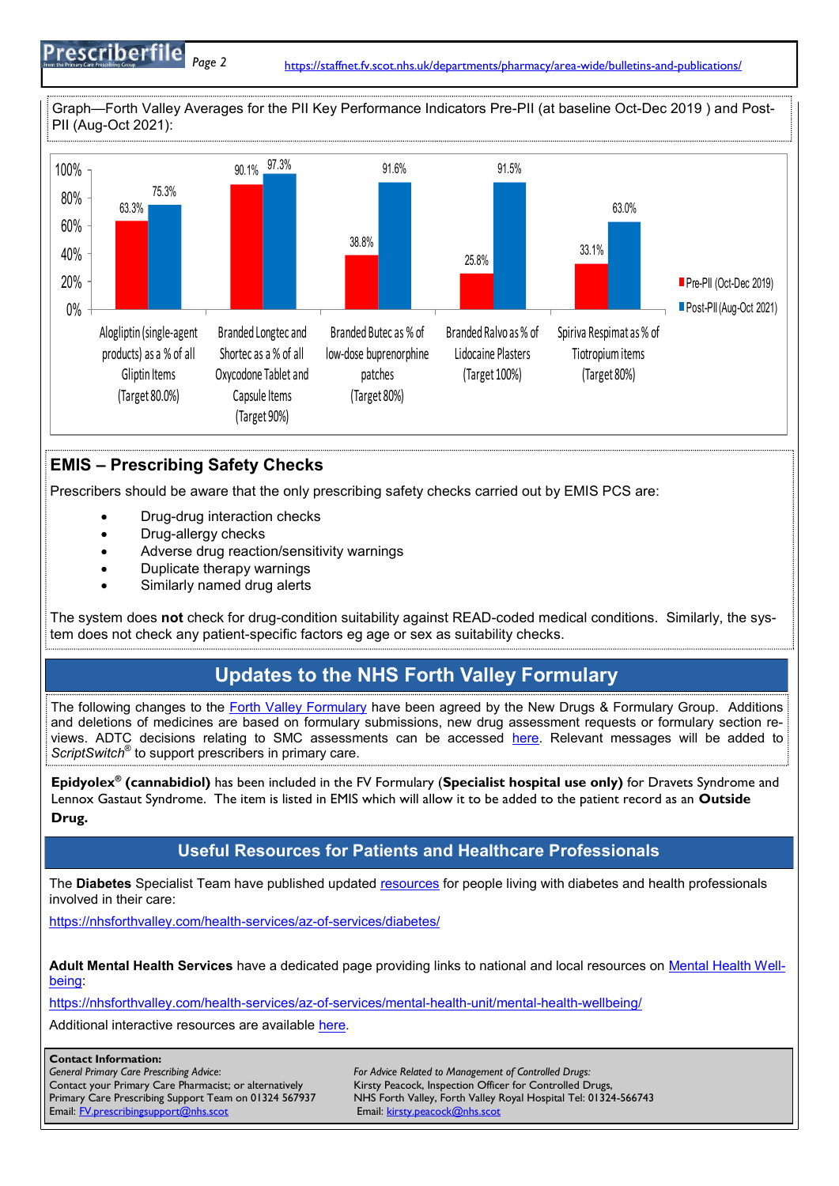Graph—Forth Valley Averages for the PII Key Performance Indicators Pre-PII (at baseline Oct-Dec 2019 ) and Post-PII (Aug-Oct 2021):

100%
80%
60%
40%
20%
0%

63.3%
75.3%
90.1%
97.3%
38.8%
91.6%
25.8%
91.5%
33.1%
63.0%

Alogliptin (single-agent products) as a % of all Gliptin Items (Target 80.0%)

Branded Longtec and Shortec as a % of all Oxycodone Tablet and Capsule Items (Target 90%)

Branded Butec as % of low-dose buprenorphine patches (Target 80%)

Branded Ralvo as % of Lidocaine Plasters (Target 100%)

Spiriva Respimat as % of Tiotropium items (Target 80%)

Pre-PII (Oct-Dec 2019)
Post-PII (Aug-Oct 2021)

## EMIS – Prescribing Safety Checks

Prescribers should be aware that the only prescribing safety checks carried out by EMIS PCS are:

- Drug-drug interaction checks
- Drug-allergy checks
- Adverse drug reaction/sensitivity warnings
- Duplicate therapy warnings
- Similarly named drug alerts

The system does **not** check for drug-condition suitability against READ-coded medical conditions. Similarly, the system does not check any patient-specific factors eg age or sex as suitability checks.

## Updates to the NHS Forth Valley Formulary

The following changes to the Forth Valley Formulary have been agreed by the New Drugs & Formulary Group. Additions and deletions of medicines are based on formulary submissions, new drug assessment requests or formulary section reviews. ADTC decisions relating to SMC assessments can be accessed here. Relevant messages will be added to *ScriptSwitch*® to support prescribers in primary care.

**Epidyolex® (cannabidiol)** has been included in the FV Formulary (**Specialist hospital use only)** for Dravets Syndrome and Lennox Gastaut Syndrome. The item is listed in EMIS which will allow it to be added to the patient record as an **Outside Drug.**

## Useful Resources for Patients and Healthcare Professionals

The **Diabetes** Specialist Team have published updated resources for people living with diabetes and health professionals involved in their care:

https://nhsforthvalley.com/health-services/az-of-services/diabetes/

**Adult Mental Health Services** have a dedicated page providing links to national and local resources on Mental Health Wellbeing:

https://nhsforthvalley.com/health-services/az-of-services/mental-health-unit/mental-health-wellbeing/

Additional interactive resources are available here.

**Contact Information:**

*General Primary Care Prescribing Advice:*
Contact your Primary Care Pharmacist; or alternatively
Primary Care Prescribing Support Team on 01324 567937
Email: FV.prescribingsupport@nhs.scot

*For Advice Related to Management of Controlled Drugs:*
Kirsty Peacock, Inspection Officer for Controlled Drugs,
NHS Forth Valley, Forth Valley Royal Hospital Tel: 01324-566743
Email: kirsty.peacock@nhs.scot